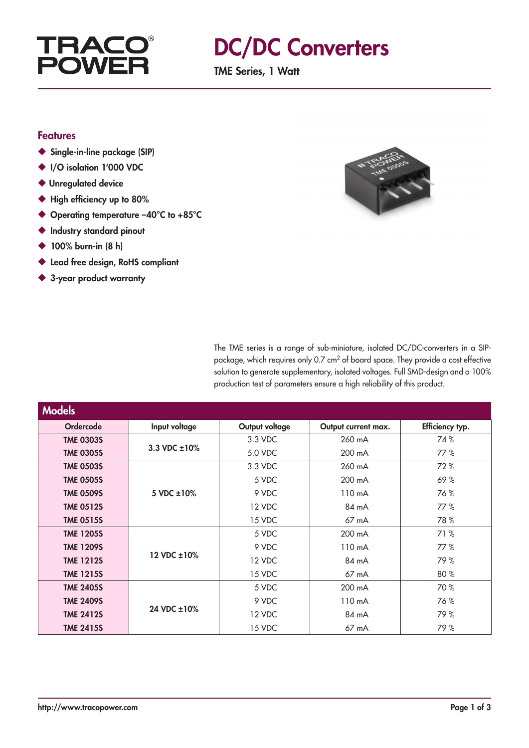# DC/DC Converters

**TME Series, 1 Watt**

## Features

- Single-in-line package (SIP)
- I/O isolation 1'000 VDC
- Unregulated device
- High efficiency up to 80%
- Operating temperature –40°C to +85°C
- Industry standard pinout
- 100% burn-in (8 h)
- Lead free design, RoHS compliant
- 3-year product warranty

The TME series is a range of sub-miniature, isolated DC/DC-converters in a SIP-package, which requires only 0.7 cm$^2$ of board space. They provide a cost effective solution to generate supplementary, isolated voltages. Full SMD-design and a 100% production test of parameters ensure a high reliability of this product.

## Models

| Ordercode | Input voltage | Output voltage | Output current max. | Efficiency typ. |
|---|---|---|---|---|
| **TME 0303S** | 3.3 VDC ±10% | 3.3 VDC | 260 mA | 74 % |
| **TME 0305S** | | 5.0 VDC | 200 mA | 77 % |
| **TME 0503S** | 5 VDC ±10% | 3.3 VDC | 260 mA | 72 % |
| **TME 0505S** | | 5 VDC | 200 mA | 69 % |
| **TME 0509S** | | 9 VDC | 110 mA | 76 % |
| **TME 0512S** | | 12 VDC | 84 mA | 77 % |
| **TME 0515S** | | 15 VDC | 67 mA | 78 % |
| **TME 1205S** | 12 VDC ±10% | 5 VDC | 200 mA | 71 % |
| **TME 1209S** | | 9 VDC | 110 mA | 77 % |
| **TME 1212S** | | 12 VDC | 84 mA | 79 % |
| **TME 1215S** | | 15 VDC | 67 mA | 80 % |
| **TME 2405S** | 24 VDC ±10% | 5 VDC | 200 mA | 70 % |
| **TME 2409S** | | 9 VDC | 110 mA | 76 % |
| **TME 2412S** | | 12 VDC | 84 mA | 79 % |
| **TME 2415S** | | 15 VDC | 67 mA | 79 % |

http://www.tracopower.com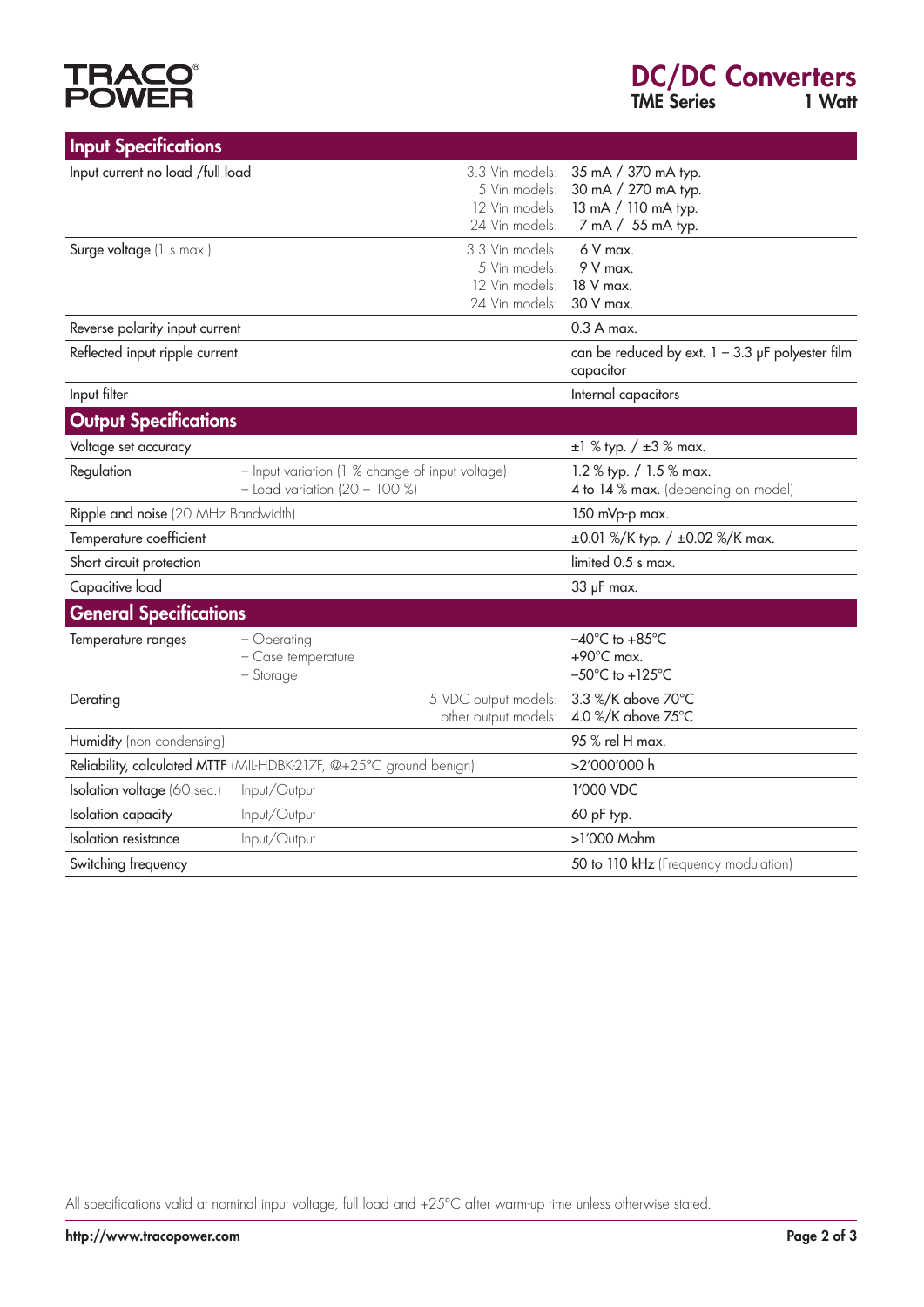## Input Specifications

| Parameter | Condition | Value |
|---|---|---|
| Input current no load /full load | 3.3 Vin models:<br>5 Vin models:<br>12 Vin models:<br>24 Vin models: | 35 mA / 370 mA typ.<br>30 mA / 270 mA typ.<br>13 mA / 110 mA typ.<br>7 mA / 55 mA typ. |
| Surge voltage (1 s max.) | 3.3 Vin models:<br>5 Vin models:<br>12 Vin models:<br>24 Vin models: | 6 V max.<br>9 V max.<br>18 V max.<br>30 V max. |
| Reverse polarity input current | | 0.3 A max. |
| Reflected input ripple current | | can be reduced by ext. 1 – 3.3 µF polyester film capacitor |
| Input filter | | Internal capacitors |

## Output Specifications

| Parameter | Condition | Value |
|---|---|---|
| Voltage set accuracy | | ±1 % typ. / ±3 % max. |
| Regulation | – Input variation (1 % change of input voltage)<br>– Load variation (20 – 100 %) | 1.2 % typ. / 1.5 % max.<br>4 to 14 % max. (depending on model) |
| Ripple and noise (20 MHz Bandwidth) | | 150 mVp-p max. |
| Temperature coefficient | | ±0.01 %/K typ. / ±0.02 %/K max. |
| Short circuit protection | | limited 0.5 s max. |
| Capacitive load | | 33 µF max. |

## General Specifications

| Parameter | Condition | Value |
|---|---|---|
| Temperature ranges | – Operating<br>– Case temperature<br>– Storage | –40°C to +85°C<br>+90°C max.<br>–50°C to +125°C |
| Derating | 5 VDC output models:<br>other output models: | 3.3 %/K above 70°C<br>4.0 %/K above 75°C |
| Humidity (non condensing) | | 95 % rel H max. |
| Reliability, calculated MTTF (MIL-HDBK-217F, @+25°C ground benign) | | >2'000'000 h |
| Isolation voltage (60 sec.) | Input/Output | 1'000 VDC |
| Isolation capacity | Input/Output | 60 pF typ. |
| Isolation resistance | Input/Output | >1'000 Mohm |
| Switching frequency | | 50 to 110 kHz (Frequency modulation) |

All specifications valid at nominal input voltage, full load and +25°C after warm-up time unless otherwise stated.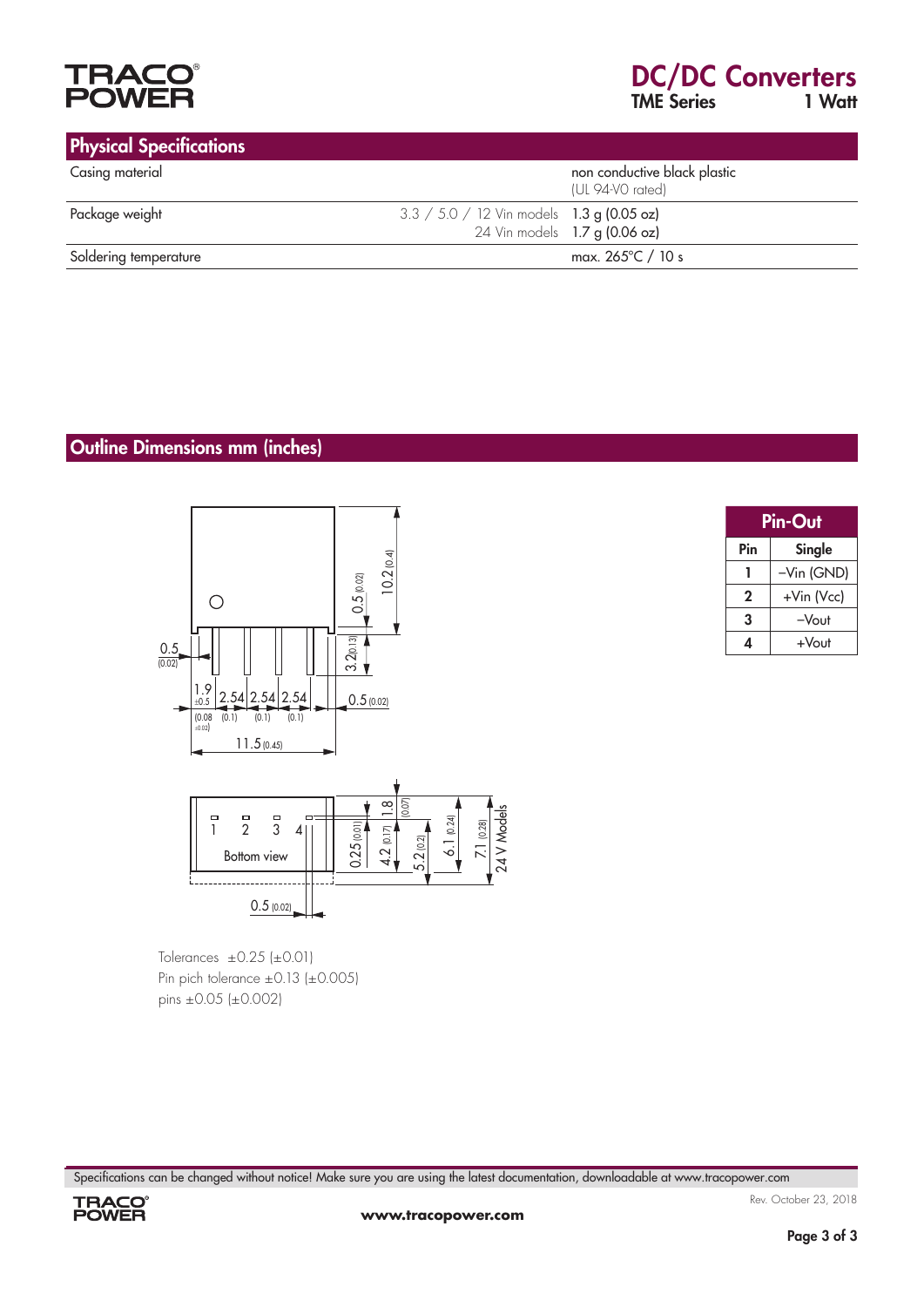## Physical Specifications

| | | |
|---|---|---|
| Casing material | | non conductive black plastic (UL 94-V0 rated) |
| Package weight | 3.3 / 5.0 / 12 Vin models | 1.3 g (0.05 oz) |
| | 24 Vin models | 1.7 g (0.06 oz) |
| Soldering temperature | | max. 265°C / 10 s |

## Outline Dimensions mm (inches)

Tolerances ±0.25 (±0.01)
Pin pich tolerance ±0.13 (±0.005)
pins ±0.05 (±0.002)

| Pin-Out | |
|---|---|
| **Pin** | **Single** |
| 1 | –Vin (GND) |
| 2 | +Vin (Vcc) |
| 3 | –Vout |
| 4 | +Vout |

Specifications can be changed without notice! Make sure you are using the latest documentation, downloadable at www.tracopower.com

Rev. October 23, 2018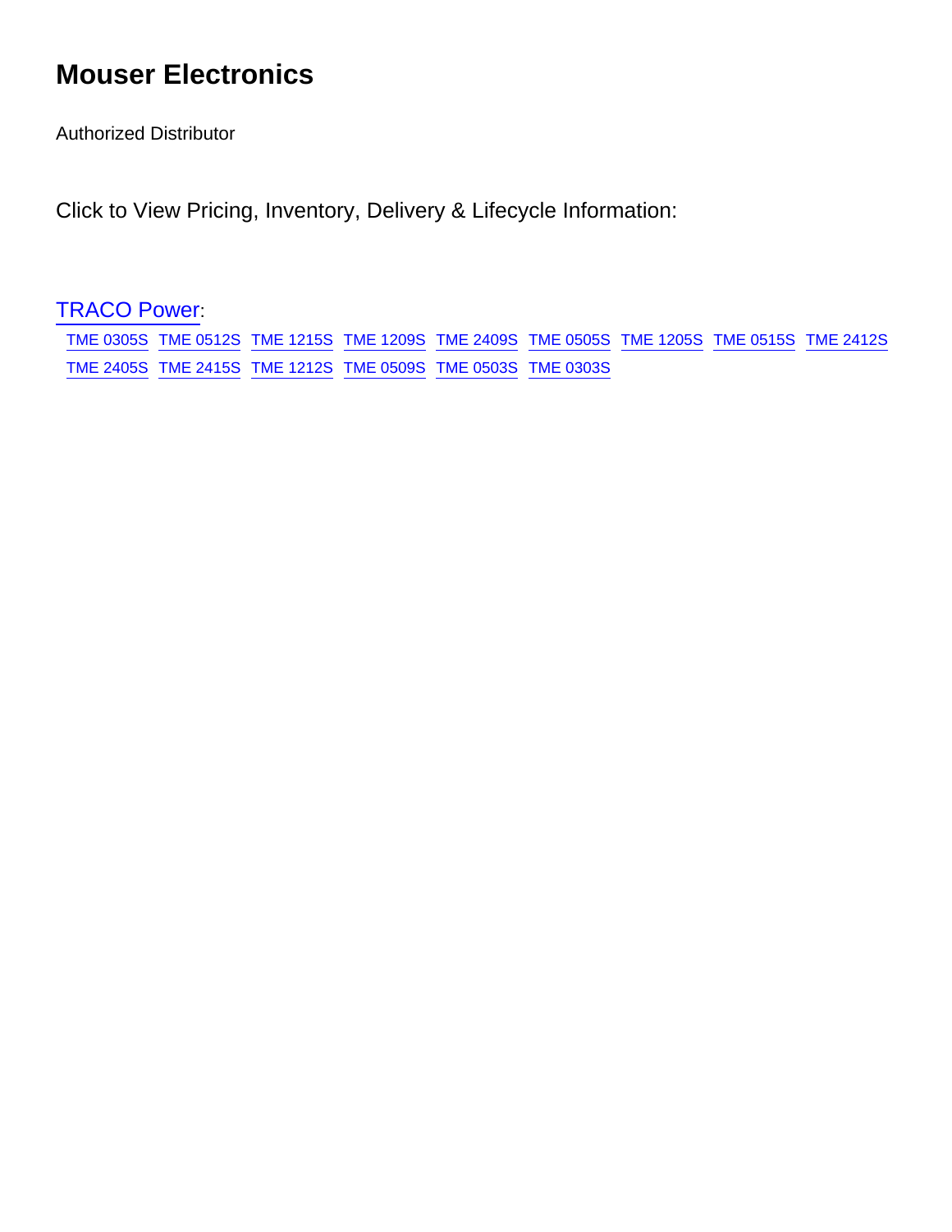# Mouser Electronics

Authorized Distributor

Click to View Pricing, Inventory, Delivery & Lifecycle Information:

TRACO Power:

TME 0305S TME 0512S TME 1215S TME 1209S TME 2409S TME 0505S TME 1205S TME 0515S TME 2412S TME 2405S TME 2415S TME 1212S TME 0509S TME 0503S TME 0303S